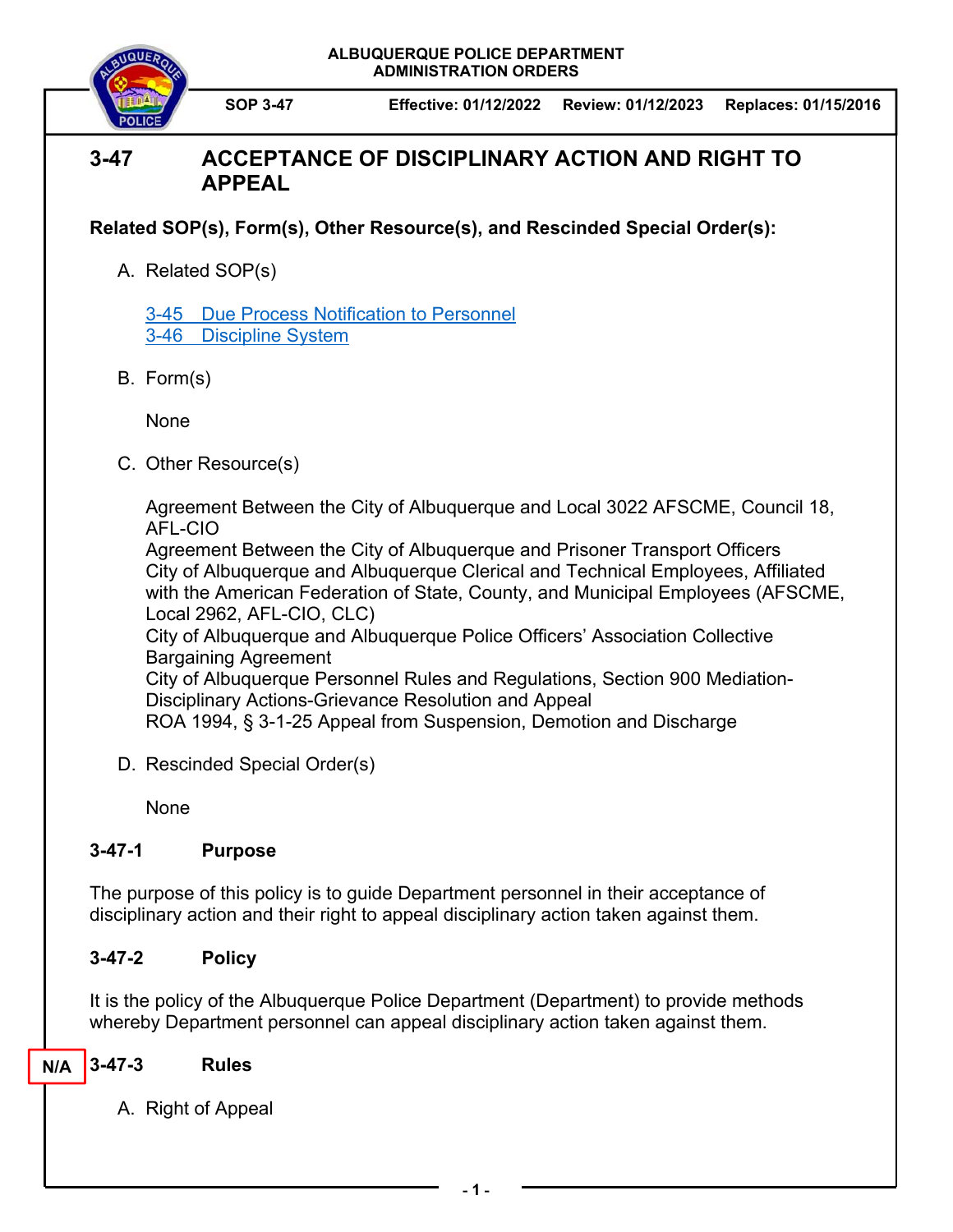ALBUQUERQUE POLICE DEPARTMENT
ADMINISTRATION ORDERS

SOP 3-47 | Effective: 01/12/2022 | Review: 01/12/2023 | Replaces: 01/15/2016

# 3-47 ACCEPTANCE OF DISCIPLINARY ACTION AND RIGHT TO APPEAL

**Related SOP(s), Form(s), Other Resource(s), and Rescinded Special Order(s):**

A. Related SOP(s)

3-45 Due Process Notification to Personnel
3-46 Discipline System

B. Form(s)

None

C. Other Resource(s)

Agreement Between the City of Albuquerque and Local 3022 AFSCME, Council 18, AFL-CIO
Agreement Between the City of Albuquerque and Prisoner Transport Officers
City of Albuquerque and Albuquerque Clerical and Technical Employees, Affiliated with the American Federation of State, County, and Municipal Employees (AFSCME, Local 2962, AFL-CIO, CLC)
City of Albuquerque and Albuquerque Police Officers' Association Collective Bargaining Agreement
City of Albuquerque Personnel Rules and Regulations, Section 900 Mediation-Disciplinary Actions-Grievance Resolution and Appeal
ROA 1994, § 3-1-25 Appeal from Suspension, Demotion and Discharge

D. Rescinded Special Order(s)

None

## 3-47-1 Purpose

The purpose of this policy is to guide Department personnel in their acceptance of disciplinary action and their right to appeal disciplinary action taken against them.

## 3-47-2 Policy

It is the policy of the Albuquerque Police Department (Department) to provide methods whereby Department personnel can appeal disciplinary action taken against them.

## N/A 3-47-3 Rules

A. Right of Appeal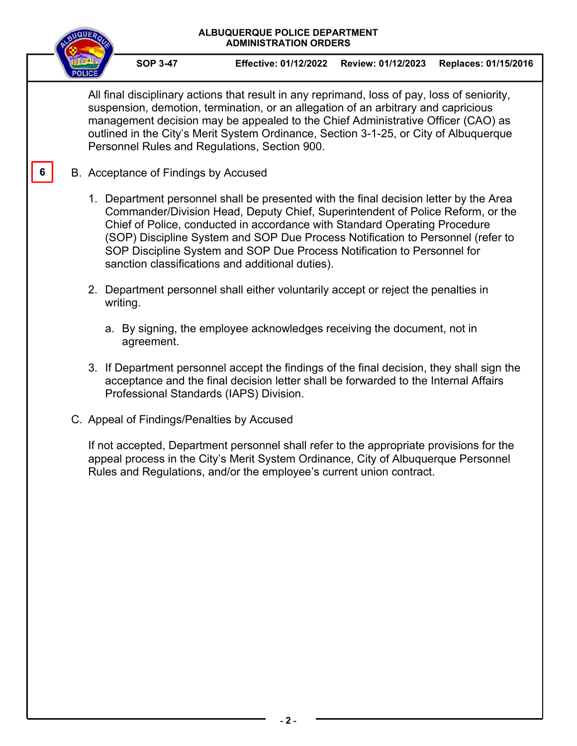All final disciplinary actions that result in any reprimand, loss of pay, loss of seniority, suspension, demotion, termination, or an allegation of an arbitrary and capricious management decision may be appealed to the Chief Administrative Officer (CAO) as outlined in the City's Merit System Ordinance, Section 3-1-25, or City of Albuquerque Personnel Rules and Regulations, Section 900.

6

B. Acceptance of Findings by Accused

1. Department personnel shall be presented with the final decision letter by the Area Commander/Division Head, Deputy Chief, Superintendent of Police Reform, or the Chief of Police, conducted in accordance with Standard Operating Procedure (SOP) Discipline System and SOP Due Process Notification to Personnel (refer to SOP Discipline System and SOP Due Process Notification to Personnel for sanction classifications and additional duties).

2. Department personnel shall either voluntarily accept or reject the penalties in writing.

   a. By signing, the employee acknowledges receiving the document, not in agreement.

3. If Department personnel accept the findings of the final decision, they shall sign the acceptance and the final decision letter shall be forwarded to the Internal Affairs Professional Standards (IAPS) Division.

C. Appeal of Findings/Penalties by Accused

If not accepted, Department personnel shall refer to the appropriate provisions for the appeal process in the City's Merit System Ordinance, City of Albuquerque Personnel Rules and Regulations, and/or the employee's current union contract.